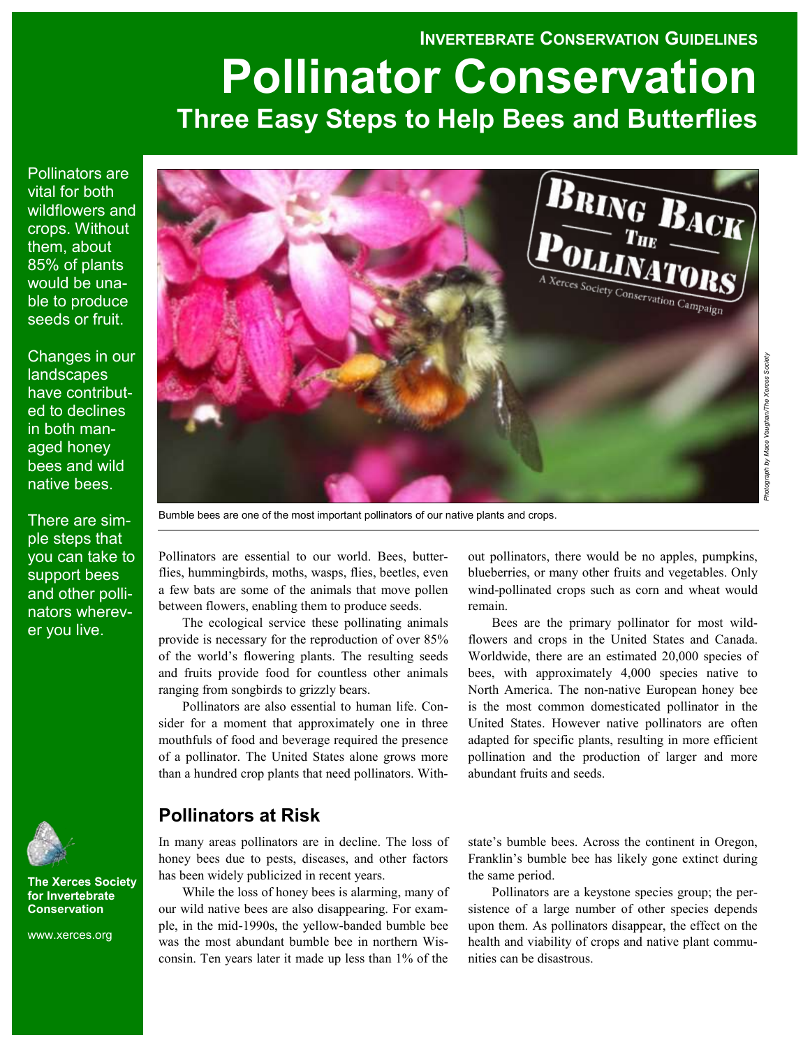**Invertebrate Conservation Guidelines**

# Pollinator Conservation

## Three Easy Steps to Help Bees and Butterflies

Pollinators are vital for both wildflowers and crops. Without them, about 85% of plants would be unable to produce seeds or fruit.

Changes in our landscapes have contributed to declines in both managed honey bees and wild native bees.

There are simple steps that you can take to support bees and other pollinators wherever you live.

Bumble bees are one of the most important pollinators of our native plants and crops.

*Photograph by Mace Vaughan/The Xerces Society*

Pollinators are essential to our world. Bees, butterflies, moths, wasps, flies, beetles, even a few bats are some of the animals that move pollen between flowers, enabling them to produce seeds.

The ecological service these pollinating animals provide is necessary for the reproduction of over 85% of the world's flowering plants. The resulting seeds and fruits provide food for countless other animals ranging from songbirds to grizzly bears.

Pollinators are also essential to human life. Consider for a moment that approximately one in three mouthfuls of food and beverage required the presence of a pollinator. The United States alone grows more than a hundred crop plants that need pollinators. Without pollinators, there would be no apples, pumpkins, blueberries, or many other fruits and vegetables. Only wind-pollinated crops such as corn and wheat would remain.

Bees are the primary pollinator for most wildflowers and crops in the United States and Canada. Worldwide, there are an estimated 20,000 species of bees, with approximately 4,000 species native to North America. The non-native European honey bee is the most common domesticated pollinator in the United States. However native pollinators are often adapted for specific plants, resulting in more efficient pollination and the production of larger and more abundant fruits and seeds.

## Pollinators at Risk

In many areas pollinators are in decline. The loss of honey bees due to pests, diseases, and other factors has been widely publicized in recent years.

While the loss of honey bees is alarming, many of our wild native bees are also disappearing. For example, in the mid-1990s, the yellow-banded bumble bee was the most abundant bumble bee in northern Wisconsin. Ten years later it made up less than 1% of the state's bumble bees. Across the continent in Oregon, Franklin's bumble bee has likely gone extinct during the same period.

Pollinators are a keystone species group; the persistence of a large number of other species depends upon them. As pollinators disappear, the effect on the health and viability of crops and native plant communities can be disastrous.

**The Xerces Society for Invertebrate Conservation**

www.xerces.org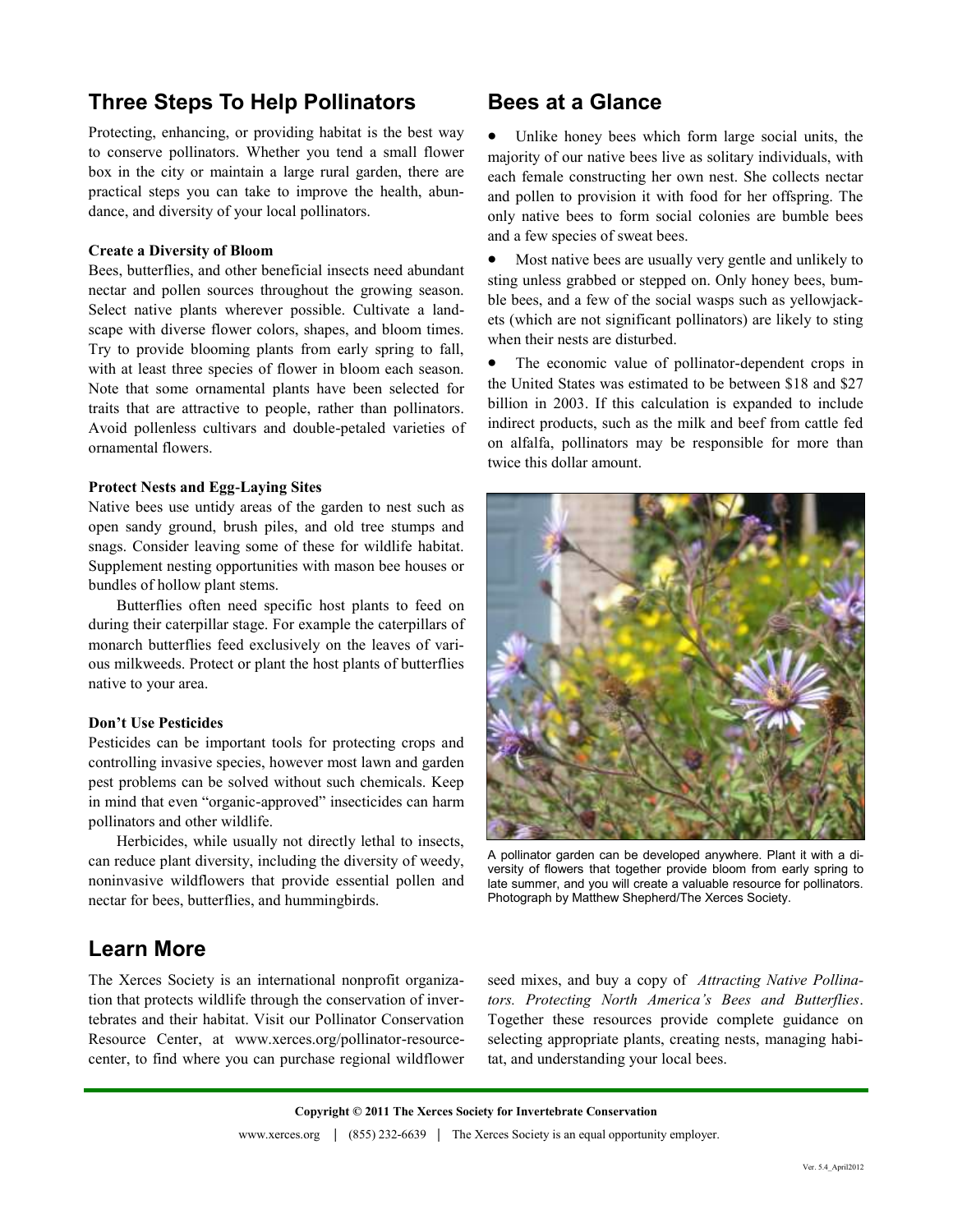## Three Steps To Help Pollinators

Protecting, enhancing, or providing habitat is the best way to conserve pollinators. Whether you tend a small flower box in the city or maintain a large rural garden, there are practical steps you can take to improve the health, abundance, and diversity of your local pollinators.

**Create a Diversity of Bloom**

Bees, butterflies, and other beneficial insects need abundant nectar and pollen sources throughout the growing season. Select native plants wherever possible. Cultivate a landscape with diverse flower colors, shapes, and bloom times. Try to provide blooming plants from early spring to fall, with at least three species of flower in bloom each season. Note that some ornamental plants have been selected for traits that are attractive to people, rather than pollinators. Avoid pollenless cultivars and double-petaled varieties of ornamental flowers.

**Protect Nests and Egg-Laying Sites**

Native bees use untidy areas of the garden to nest such as open sandy ground, brush piles, and old tree stumps and snags. Consider leaving some of these for wildlife habitat. Supplement nesting opportunities with mason bee houses or bundles of hollow plant stems.

Butterflies often need specific host plants to feed on during their caterpillar stage. For example the caterpillars of monarch butterflies feed exclusively on the leaves of various milkweeds. Protect or plant the host plants of butterflies native to your area.

**Don't Use Pesticides**

Pesticides can be important tools for protecting crops and controlling invasive species, however most lawn and garden pest problems can be solved without such chemicals. Keep in mind that even "organic-approved" insecticides can harm pollinators and other wildlife.

Herbicides, while usually not directly lethal to insects, can reduce plant diversity, including the diversity of weedy, noninvasive wildflowers that provide essential pollen and nectar for bees, butterflies, and hummingbirds.

## Bees at a Glance

- Unlike honey bees which form large social units, the majority of our native bees live as solitary individuals, with each female constructing her own nest. She collects nectar and pollen to provision it with food for her offspring. The only native bees to form social colonies are bumble bees and a few species of sweat bees.
- Most native bees are usually very gentle and unlikely to sting unless grabbed or stepped on. Only honey bees, bumble bees, and a few of the social wasps such as yellowjackets (which are not significant pollinators) are likely to sting when their nests are disturbed.
- The economic value of pollinator-dependent crops in the United States was estimated to be between $18 and $27 billion in 2003. If this calculation is expanded to include indirect products, such as the milk and beef from cattle fed on alfalfa, pollinators may be responsible for more than twice this dollar amount.

A pollinator garden can be developed anywhere. Plant it with a diversity of flowers that together provide bloom from early spring to late summer, and you will create a valuable resource for pollinators. Photograph by Matthew Shepherd/The Xerces Society.

## Learn More

The Xerces Society is an international nonprofit organization that protects wildlife through the conservation of invertebrates and their habitat. Visit our Pollinator Conservation Resource Center, at www.xerces.org/pollinator-resource-center, to find where you can purchase regional wildflower seed mixes, and buy a copy of *Attracting Native Pollinators. Protecting North America's Bees and Butterflies*. Together these resources provide complete guidance on selecting appropriate plants, creating nests, managing habitat, and understanding your local bees.

**Copyright © 2011 The Xerces Society for Invertebrate Conservation**

www.xerces.org | (855) 232-6639 | The Xerces Society is an equal opportunity employer.

Ver. 5.4_April2012